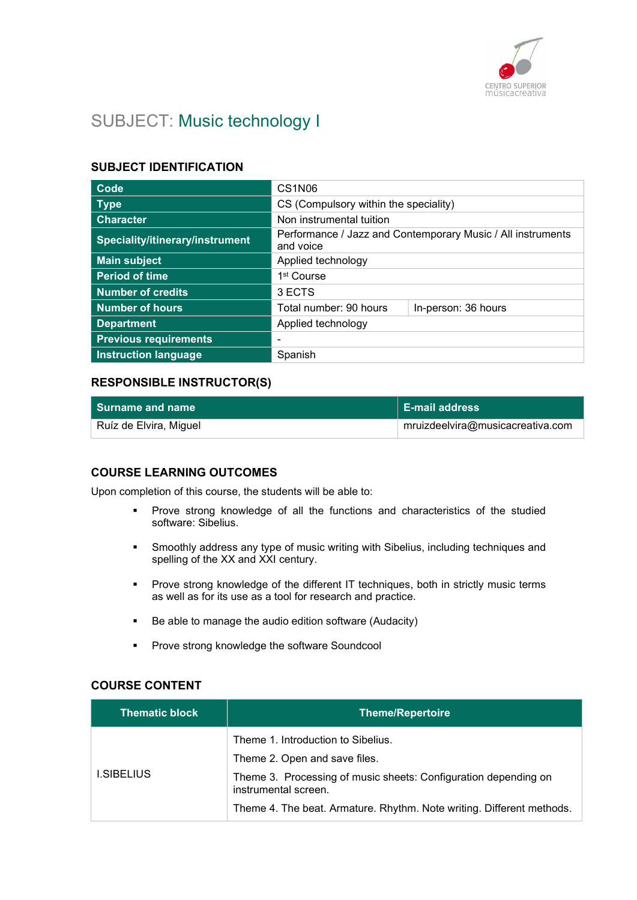# SUBJECT: Music technology I

## SUBJECT IDENTIFICATION

| | | |
|---|---|---|
| **Code** | CS1N06 | |
| **Type** | CS (Compulsory within the speciality) | |
| **Character** | Non instrumental tuition | |
| **Speciality/itinerary/instrument** | Performance / Jazz and Contemporary Music / All instruments and voice | |
| **Main subject** | Applied technology | |
| **Period of time** | 1st Course | |
| **Number of credits** | 3 ECTS | |
| **Number of hours** | Total number: 90 hours | In-person: 36 hours |
| **Department** | Applied technology | |
| **Previous requirements** | - | |
| **Instruction language** | Spanish | |

## RESPONSIBLE INSTRUCTOR(S)

| Surname and name | E-mail address |
|---|---|
| Ruíz de Elvira, Miguel | mruizdeelvira@musicacreativa.com |

## COURSE LEARNING OUTCOMES

Upon completion of this course, the students will be able to:

- Prove strong knowledge of all the functions and characteristics of the studied software: Sibelius.
- Smoothly address any type of music writing with Sibelius, including techniques and spelling of the XX and XXI century.
- Prove strong knowledge of the different IT techniques, both in strictly music terms as well as for its use as a tool for research and practice.
- Be able to manage the audio edition software (Audacity)
- Prove strong knowledge the software Soundcool

## COURSE CONTENT

| Thematic block | Theme/Repertoire |
|---|---|
| I.SIBELIUS | Theme 1. Introduction to Sibelius.<br>Theme 2. Open and save files.<br>Theme 3. Processing of music sheets: Configuration depending on instrumental screen.<br>Theme 4. The beat. Armature. Rhythm. Note writing. Different methods. |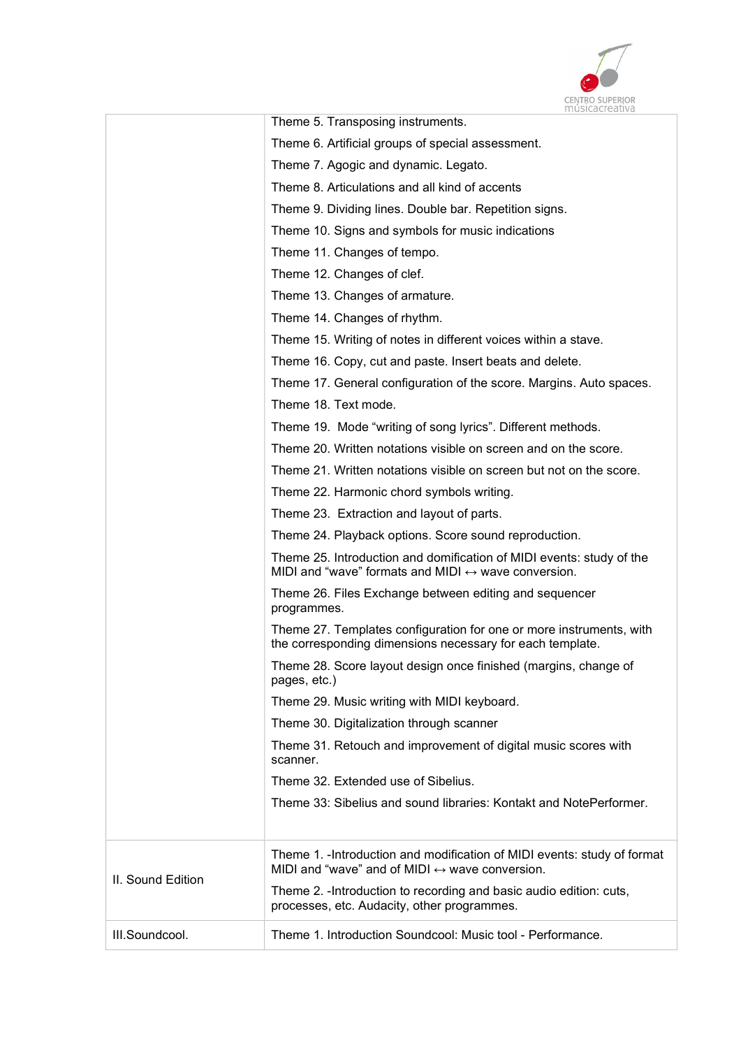| | |
|---|---|
| | Theme 5. Transposing instruments.<br>Theme 6. Artificial groups of special assessment.<br>Theme 7. Agogic and dynamic. Legato.<br>Theme 8. Articulations and all kind of accents<br>Theme 9. Dividing lines. Double bar. Repetition signs.<br>Theme 10. Signs and symbols for music indications<br>Theme 11. Changes of tempo.<br>Theme 12. Changes of clef.<br>Theme 13. Changes of armature.<br>Theme 14. Changes of rhythm.<br>Theme 15. Writing of notes in different voices within a stave.<br>Theme 16. Copy, cut and paste. Insert beats and delete.<br>Theme 17. General configuration of the score. Margins. Auto spaces.<br>Theme 18. Text mode.<br>Theme 19. Mode "writing of song lyrics". Different methods.<br>Theme 20. Written notations visible on screen and on the score.<br>Theme 21. Written notations visible on screen but not on the score.<br>Theme 22. Harmonic chord symbols writing.<br>Theme 23. Extraction and layout of parts.<br>Theme 24. Playback options. Score sound reproduction.<br>Theme 25. Introduction and domification of MIDI events: study of the MIDI and "wave" formats and MIDI ↔ wave conversion.<br>Theme 26. Files Exchange between editing and sequencer programmes.<br>Theme 27. Templates configuration for one or more instruments, with the corresponding dimensions necessary for each template.<br>Theme 28. Score layout design once finished (margins, change of pages, etc.)<br>Theme 29. Music writing with MIDI keyboard.<br>Theme 30. Digitalization through scanner<br>Theme 31. Retouch and improvement of digital music scores with scanner.<br>Theme 32. Extended use of Sibelius.<br>Theme 33: Sibelius and sound libraries: Kontakt and NotePerformer. |
| II. Sound Edition | Theme 1. -Introduction and modification of MIDI events: study of format MIDI and "wave" and of MIDI ↔ wave conversion.<br>Theme 2. -Introduction to recording and basic audio edition: cuts, processes, etc. Audacity, other programmes. |
| III.Soundcool. | Theme 1. Introduction Soundcool: Music tool - Performance. |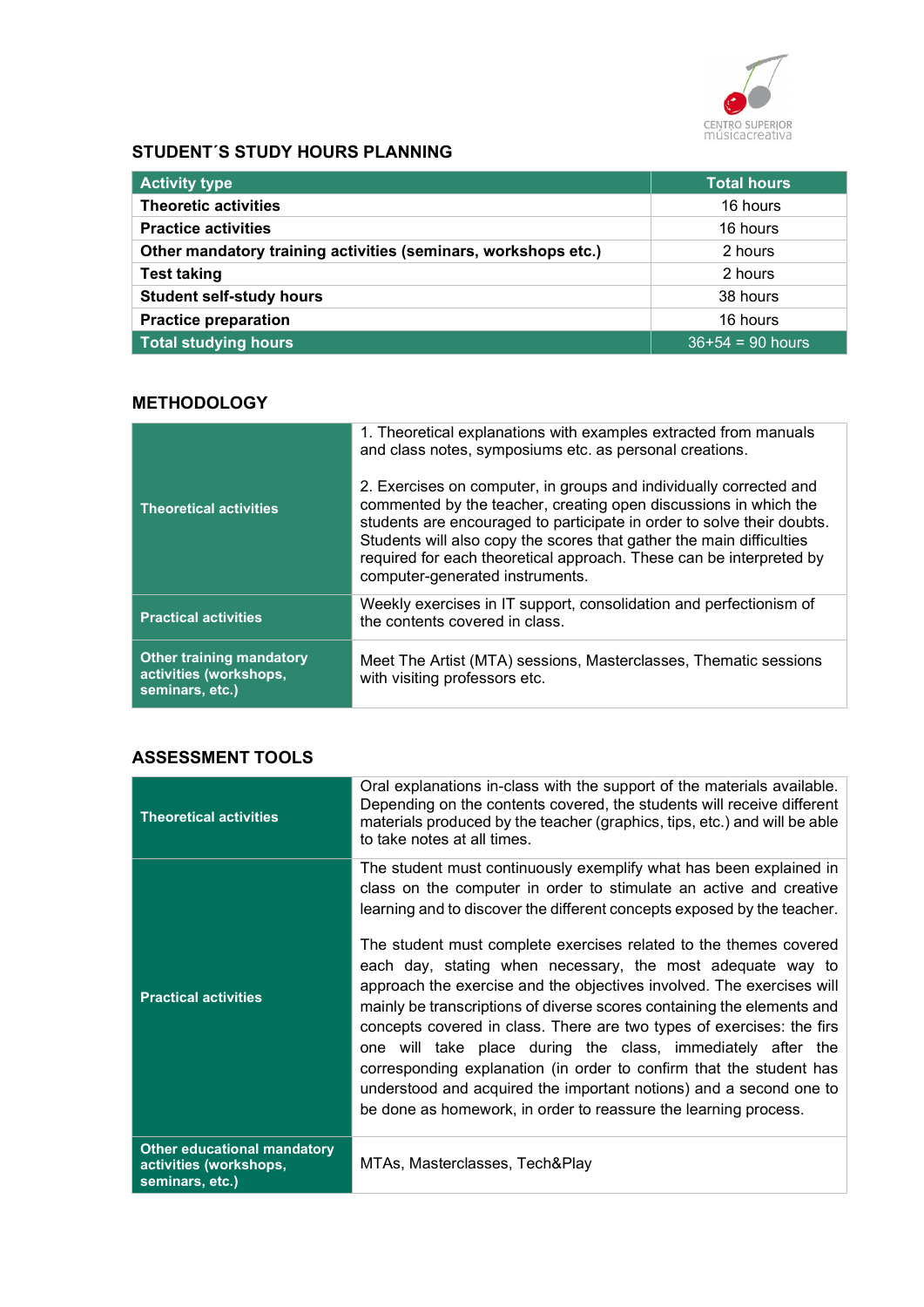## STUDENT´S STUDY HOURS PLANNING

| Activity type | Total hours |
|---|---|
| **Theoretic activities** | 16 hours |
| **Practice activities** | 16 hours |
| **Other mandatory training activities (seminars, workshops etc.)** | 2 hours |
| **Test taking** | 2 hours |
| **Student self-study hours** | 38 hours |
| **Practice preparation** | 16 hours |
| **Total studying hours** | 36+54 = 90 hours |

## METHODOLOGY

| | |
|---|---|
| **Theoretical activities** | 1. Theoretical explanations with examples extracted from manuals and class notes, symposiums etc. as personal creations.<br><br>2. Exercises on computer, in groups and individually corrected and commented by the teacher, creating open discussions in which the students are encouraged to participate in order to solve their doubts. Students will also copy the scores that gather the main difficulties required for each theoretical approach. These can be interpreted by computer-generated instruments. |
| **Practical activities** | Weekly exercises in IT support, consolidation and perfectionism of the contents covered in class. |
| **Other training mandatory activities (workshops, seminars, etc.)** | Meet The Artist (MTA) sessions, Masterclasses, Thematic sessions with visiting professors etc. |

## ASSESSMENT TOOLS

| | |
|---|---|
| **Theoretical activities** | Oral explanations in-class with the support of the materials available. Depending on the contents covered, the students will receive different materials produced by the teacher (graphics, tips, etc.) and will be able to take notes at all times. |
| **Practical activities** | The student must continuously exemplify what has been explained in class on the computer in order to stimulate an active and creative learning and to discover the different concepts exposed by the teacher.<br><br>The student must complete exercises related to the themes covered each day, stating when necessary, the most adequate way to approach the exercise and the objectives involved. The exercises will mainly be transcriptions of diverse scores containing the elements and concepts covered in class. There are two types of exercises: the firs one will take place during the class, immediately after the corresponding explanation (in order to confirm that the student has understood and acquired the important notions) and a second one to be done as homework, in order to reassure the learning process. |
| **Other educational mandatory activities (workshops, seminars, etc.)** | MTAs, Masterclasses, Tech&Play |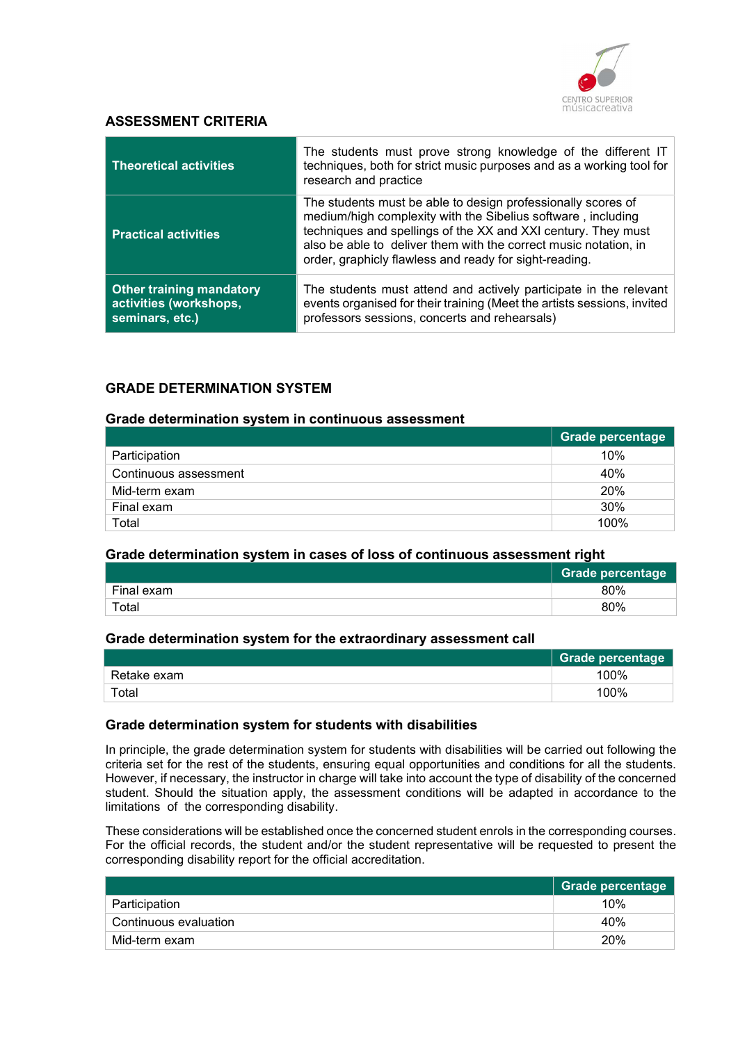## ASSESSMENT CRITERIA

| | |
|---|---|
| **Theoretical activities** | The students must prove strong knowledge of the different IT techniques, both for strict music purposes and as a working tool for research and practice |
| **Practical activities** | The students must be able to design professionally scores of medium/high complexity with the Sibelius software , including techniques and spellings of the XX and XXI century. They must also be able to deliver them with the correct music notation, in order, graphicly flawless and ready for sight-reading. |
| **Other training mandatory activities (workshops, seminars, etc.)** | The students must attend and actively participate in the relevant events organised for their training (Meet the artists sessions, invited professors sessions, concerts and rehearsals) |

## GRADE DETERMINATION SYSTEM

### Grade determination system in continuous assessment

| | Grade percentage |
|---|---|
| Participation | 10% |
| Continuous assessment | 40% |
| Mid-term exam | 20% |
| Final exam | 30% |
| Total | 100% |

### Grade determination system in cases of loss of continuous assessment right

| | Grade percentage |
|---|---|
| Final exam | 80% |
| Total | 80% |

### Grade determination system for the extraordinary assessment call

| | Grade percentage |
|---|---|
| Retake exam | 100% |
| Total | 100% |

### Grade determination system for students with disabilities

In principle, the grade determination system for students with disabilities will be carried out following the criteria set for the rest of the students, ensuring equal opportunities and conditions for all the students. However, if necessary, the instructor in charge will take into account the type of disability of the concerned student. Should the situation apply, the assessment conditions will be adapted in accordance to the limitations of the corresponding disability.

These considerations will be established once the concerned student enrols in the corresponding courses. For the official records, the student and/or the student representative will be requested to present the corresponding disability report for the official accreditation.

| | Grade percentage |
|---|---|
| Participation | 10% |
| Continuous evaluation | 40% |
| Mid-term exam | 20% |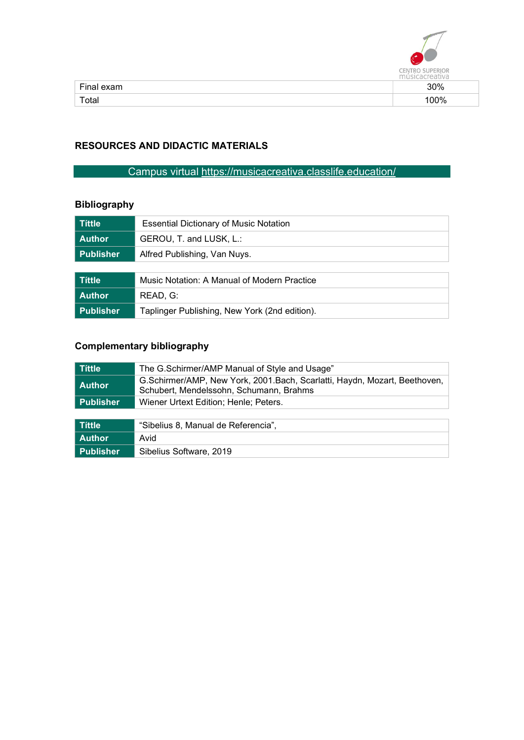| | |
|---|---|
| Final exam | 30% |
| Total | 100% |

## RESOURCES AND DIDACTIC MATERIALS

Campus virtual https://musicacreativa.classlife.education/

### Bibliography

| | |
|---|---|
| **Tittle** | Essential Dictionary of Music Notation |
| **Author** | GEROU, T. and LUSK, L.: |
| **Publisher** | Alfred Publishing, Van Nuys. |

| | |
|---|---|
| **Tittle** | Music Notation: A Manual of Modern Practice |
| **Author** | READ, G: |
| **Publisher** | Taplinger Publishing, New York (2nd edition). |

### Complementary bibliography

| | |
|---|---|
| **Tittle** | The G.Schirmer/AMP Manual of Style and Usage” |
| **Author** | G.Schirmer/AMP, New York, 2001.Bach, Scarlatti, Haydn, Mozart, Beethoven, Schubert, Mendelssohn, Schumann, Brahms |
| **Publisher** | Wiener Urtext Edition; Henle; Peters. |

| | |
|---|---|
| **Tittle** | “Sibelius 8, Manual de Referencia”, |
| **Author** | Avid |
| **Publisher** | Sibelius Software, 2019 |